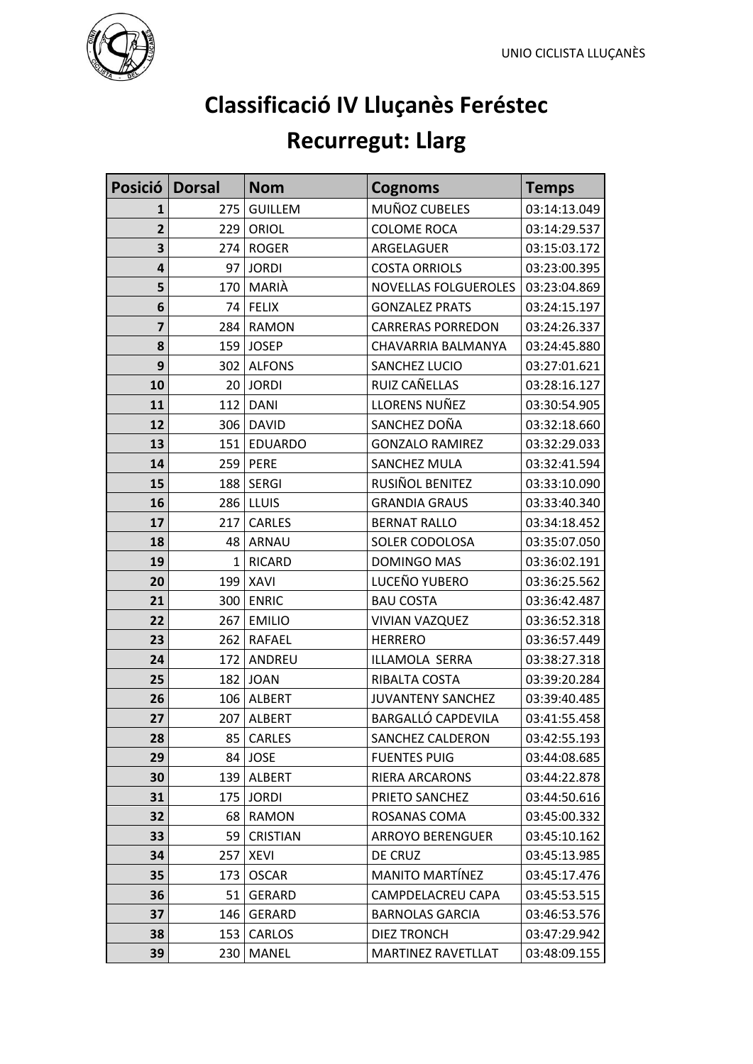UNIO CICLISTA LLUÇANÈS

# Classificació IV Lluçanès Feréstec

## Recurregut: Llarg

| Posició | Dorsal | Nom | Cognoms | Temps |
|---:|---:|---|---|---|
| **1** | 275 | GUILLEM | MUÑOZ CUBELES | 03:14:13.049 |
| **2** | 229 | ORIOL | COLOME ROCA | 03:14:29.537 |
| **3** | 274 | ROGER | ARGELAGUER | 03:15:03.172 |
| **4** | 97 | JORDI | COSTA ORRIOLS | 03:23:00.395 |
| **5** | 170 | MARIÀ | NOVELLAS FOLGUEROLES | 03:23:04.869 |
| **6** | 74 | FELIX | GONZALEZ PRATS | 03:24:15.197 |
| **7** | 284 | RAMON | CARRERAS PORREDON | 03:24:26.337 |
| **8** | 159 | JOSEP | CHAVARRIA BALMANYA | 03:24:45.880 |
| **9** | 302 | ALFONS | SANCHEZ LUCIO | 03:27:01.621 |
| **10** | 20 | JORDI | RUIZ CAÑELLAS | 03:28:16.127 |
| **11** | 112 | DANI | LLORENS NUÑEZ | 03:30:54.905 |
| **12** | 306 | DAVID | SANCHEZ DOÑA | 03:32:18.660 |
| **13** | 151 | EDUARDO | GONZALO RAMIREZ | 03:32:29.033 |
| **14** | 259 | PERE | SANCHEZ MULA | 03:32:41.594 |
| **15** | 188 | SERGI | RUSIÑOL BENITEZ | 03:33:10.090 |
| **16** | 286 | LLUIS | GRANDIA GRAUS | 03:33:40.340 |
| **17** | 217 | CARLES | BERNAT RALLO | 03:34:18.452 |
| **18** | 48 | ARNAU | SOLER CODOLOSA | 03:35:07.050 |
| **19** | 1 | RICARD | DOMINGO MAS | 03:36:02.191 |
| **20** | 199 | XAVI | LUCEÑO YUBERO | 03:36:25.562 |
| **21** | 300 | ENRIC | BAU COSTA | 03:36:42.487 |
| **22** | 267 | EMILIO | VIVIAN VAZQUEZ | 03:36:52.318 |
| **23** | 262 | RAFAEL | HERRERO | 03:36:57.449 |
| **24** | 172 | ANDREU | ILLAMOLA SERRA | 03:38:27.318 |
| **25** | 182 | JOAN | RIBALTA COSTA | 03:39:20.284 |
| **26** | 106 | ALBERT | JUVANTENY SANCHEZ | 03:39:40.485 |
| **27** | 207 | ALBERT | BARGALLÓ CAPDEVILA | 03:41:55.458 |
| **28** | 85 | CARLES | SANCHEZ CALDERON | 03:42:55.193 |
| **29** | 84 | JOSE | FUENTES PUIG | 03:44:08.685 |
| **30** | 139 | ALBERT | RIERA ARCARONS | 03:44:22.878 |
| **31** | 175 | JORDI | PRIETO SANCHEZ | 03:44:50.616 |
| **32** | 68 | RAMON | ROSANAS COMA | 03:45:00.332 |
| **33** | 59 | CRISTIAN | ARROYO BERENGUER | 03:45:10.162 |
| **34** | 257 | XEVI | DE CRUZ | 03:45:13.985 |
| **35** | 173 | OSCAR | MANITO MARTÍNEZ | 03:45:17.476 |
| **36** | 51 | GERARD | CAMPDELACREU CAPA | 03:45:53.515 |
| **37** | 146 | GERARD | BARNOLAS GARCIA | 03:46:53.576 |
| **38** | 153 | CARLOS | DIEZ TRONCH | 03:47:29.942 |
| **39** | 230 | MANEL | MARTINEZ RAVETLLAT | 03:48:09.155 |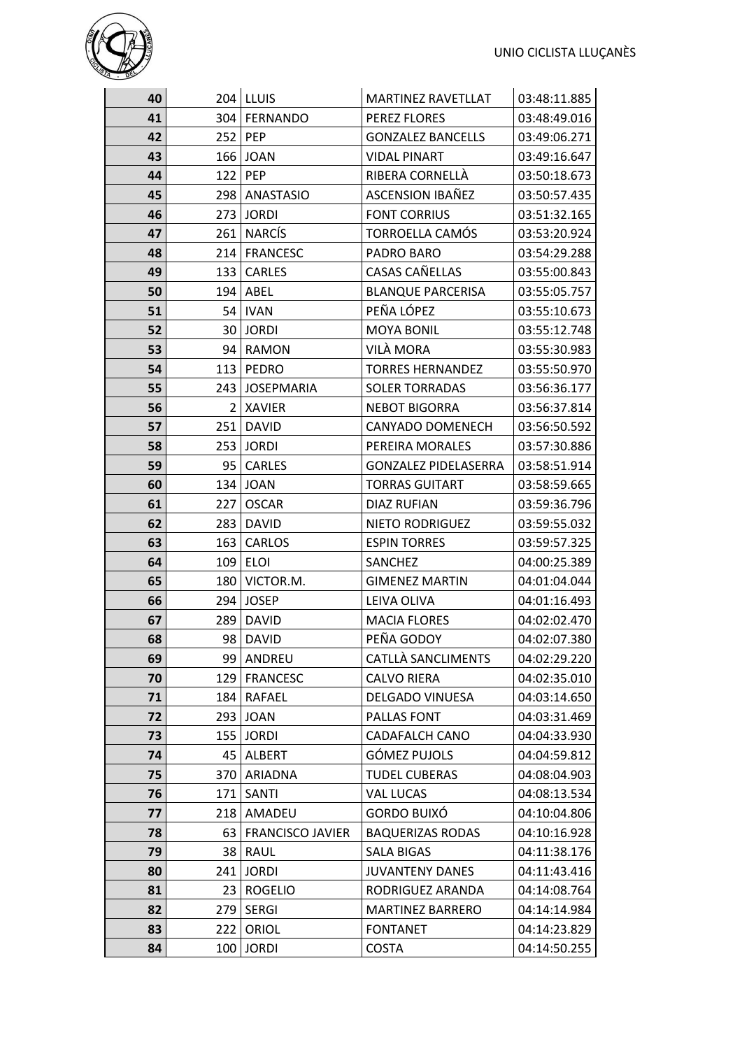| 40 | 204 | LLUIS | MARTINEZ RAVETLLAT | 03:48:11.885 |
|---|---|---|---|---|
| 41 | 304 | FERNANDO | PEREZ FLORES | 03:48:49.016 |
| 42 | 252 | PEP | GONZALEZ BANCELLS | 03:49:06.271 |
| 43 | 166 | JOAN | VIDAL PINART | 03:49:16.647 |
| 44 | 122 | PEP | RIBERA CORNELLÀ | 03:50:18.673 |
| 45 | 298 | ANASTASIO | ASCENSION IBAÑEZ | 03:50:57.435 |
| 46 | 273 | JORDI | FONT CORRIUS | 03:51:32.165 |
| 47 | 261 | NARCÍS | TORROELLA CAMÓS | 03:53:20.924 |
| 48 | 214 | FRANCESC | PADRO BARO | 03:54:29.288 |
| 49 | 133 | CARLES | CASAS CAÑELLAS | 03:55:00.843 |
| 50 | 194 | ABEL | BLANQUE PARCERISA | 03:55:05.757 |
| 51 | 54 | IVAN | PEÑA LÓPEZ | 03:55:10.673 |
| 52 | 30 | JORDI | MOYA BONIL | 03:55:12.748 |
| 53 | 94 | RAMON | VILÀ MORA | 03:55:30.983 |
| 54 | 113 | PEDRO | TORRES HERNANDEZ | 03:55:50.970 |
| 55 | 243 | JOSEPMARIA | SOLER TORRADAS | 03:56:36.177 |
| 56 | 2 | XAVIER | NEBOT BIGORRA | 03:56:37.814 |
| 57 | 251 | DAVID | CANYADO DOMENECH | 03:56:50.592 |
| 58 | 253 | JORDI | PEREIRA MORALES | 03:57:30.886 |
| 59 | 95 | CARLES | GONZALEZ PIDELASERRA | 03:58:51.914 |
| 60 | 134 | JOAN | TORRAS GUITART | 03:58:59.665 |
| 61 | 227 | OSCAR | DIAZ RUFIAN | 03:59:36.796 |
| 62 | 283 | DAVID | NIETO RODRIGUEZ | 03:59:55.032 |
| 63 | 163 | CARLOS | ESPIN TORRES | 03:59:57.325 |
| 64 | 109 | ELOI | SANCHEZ | 04:00:25.389 |
| 65 | 180 | VICTOR.M. | GIMENEZ MARTIN | 04:01:04.044 |
| 66 | 294 | JOSEP | LEIVA OLIVA | 04:01:16.493 |
| 67 | 289 | DAVID | MACIA FLORES | 04:02:02.470 |
| 68 | 98 | DAVID | PEÑA GODOY | 04:02:07.380 |
| 69 | 99 | ANDREU | CATLLÀ SANCLIMENTS | 04:02:29.220 |
| 70 | 129 | FRANCESC | CALVO RIERA | 04:02:35.010 |
| 71 | 184 | RAFAEL | DELGADO VINUESA | 04:03:14.650 |
| 72 | 293 | JOAN | PALLAS FONT | 04:03:31.469 |
| 73 | 155 | JORDI | CADAFALCH CANO | 04:04:33.930 |
| 74 | 45 | ALBERT | GÓMEZ PUJOLS | 04:04:59.812 |
| 75 | 370 | ARIADNA | TUDEL CUBERAS | 04:08:04.903 |
| 76 | 171 | SANTI | VAL LUCAS | 04:08:13.534 |
| 77 | 218 | AMADEU | GORDO BUIXÓ | 04:10:04.806 |
| 78 | 63 | FRANCISCO JAVIER | BAQUERIZAS RODAS | 04:10:16.928 |
| 79 | 38 | RAUL | SALA BIGAS | 04:11:38.176 |
| 80 | 241 | JORDI | JUVANTENY DANES | 04:11:43.416 |
| 81 | 23 | ROGELIO | RODRIGUEZ ARANDA | 04:14:08.764 |
| 82 | 279 | SERGI | MARTINEZ BARRERO | 04:14:14.984 |
| 83 | 222 | ORIOL | FONTANET | 04:14:23.829 |
| 84 | 100 | JORDI | COSTA | 04:14:50.255 |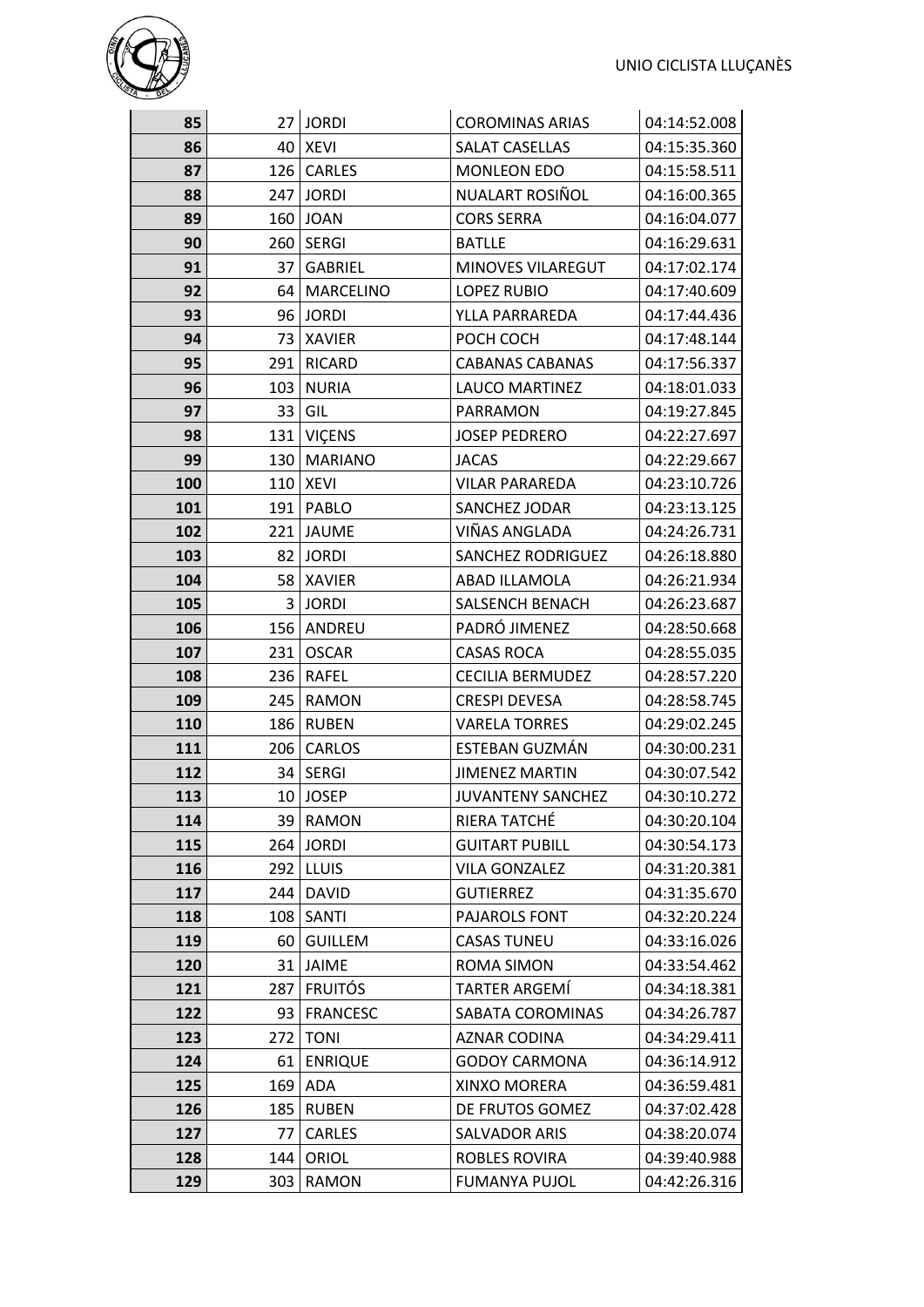| | | | | |
|---|---|---|---|---|
| **85** | 27 | JORDI | COROMINAS ARIAS | 04:14:52.008 |
| **86** | 40 | XEVI | SALAT CASELLAS | 04:15:35.360 |
| **87** | 126 | CARLES | MONLEON EDO | 04:15:58.511 |
| **88** | 247 | JORDI | NUALART ROSIÑOL | 04:16:00.365 |
| **89** | 160 | JOAN | CORS SERRA | 04:16:04.077 |
| **90** | 260 | SERGI | BATLLE | 04:16:29.631 |
| **91** | 37 | GABRIEL | MINOVES VILAREGUT | 04:17:02.174 |
| **92** | 64 | MARCELINO | LOPEZ RUBIO | 04:17:40.609 |
| **93** | 96 | JORDI | YLLA PARRAREDA | 04:17:44.436 |
| **94** | 73 | XAVIER | POCH COCH | 04:17:48.144 |
| **95** | 291 | RICARD | CABANAS CABANAS | 04:17:56.337 |
| **96** | 103 | NURIA | LAUCO MARTINEZ | 04:18:01.033 |
| **97** | 33 | GIL | PARRAMON | 04:19:27.845 |
| **98** | 131 | VIÇENS | JOSEP PEDRERO | 04:22:27.697 |
| **99** | 130 | MARIANO | JACAS | 04:22:29.667 |
| **100** | 110 | XEVI | VILAR PARAREDA | 04:23:10.726 |
| **101** | 191 | PABLO | SANCHEZ JODAR | 04:23:13.125 |
| **102** | 221 | JAUME | VIÑAS ANGLADA | 04:24:26.731 |
| **103** | 82 | JORDI | SANCHEZ RODRIGUEZ | 04:26:18.880 |
| **104** | 58 | XAVIER | ABAD ILLAMOLA | 04:26:21.934 |
| **105** | 3 | JORDI | SALSENCH BENACH | 04:26:23.687 |
| **106** | 156 | ANDREU | PADRÓ JIMENEZ | 04:28:50.668 |
| **107** | 231 | OSCAR | CASAS ROCA | 04:28:55.035 |
| **108** | 236 | RAFEL | CECILIA BERMUDEZ | 04:28:57.220 |
| **109** | 245 | RAMON | CRESPI DEVESA | 04:28:58.745 |
| **110** | 186 | RUBEN | VARELA TORRES | 04:29:02.245 |
| **111** | 206 | CARLOS | ESTEBAN GUZMÁN | 04:30:00.231 |
| **112** | 34 | SERGI | JIMENEZ MARTIN | 04:30:07.542 |
| **113** | 10 | JOSEP | JUVANTENY SANCHEZ | 04:30:10.272 |
| **114** | 39 | RAMON | RIERA TATCHÉ | 04:30:20.104 |
| **115** | 264 | JORDI | GUITART PUBILL | 04:30:54.173 |
| **116** | 292 | LLUIS | VILA GONZALEZ | 04:31:20.381 |
| **117** | 244 | DAVID | GUTIERREZ | 04:31:35.670 |
| **118** | 108 | SANTI | PAJAROLS FONT | 04:32:20.224 |
| **119** | 60 | GUILLEM | CASAS TUNEU | 04:33:16.026 |
| **120** | 31 | JAIME | ROMA SIMON | 04:33:54.462 |
| **121** | 287 | FRUITÓS | TARTER ARGEMÍ | 04:34:18.381 |
| **122** | 93 | FRANCESC | SABATA COROMINAS | 04:34:26.787 |
| **123** | 272 | TONI | AZNAR CODINA | 04:34:29.411 |
| **124** | 61 | ENRIQUE | GODOY CARMONA | 04:36:14.912 |
| **125** | 169 | ADA | XINXO MORERA | 04:36:59.481 |
| **126** | 185 | RUBEN | DE FRUTOS GOMEZ | 04:37:02.428 |
| **127** | 77 | CARLES | SALVADOR ARIS | 04:38:20.074 |
| **128** | 144 | ORIOL | ROBLES ROVIRA | 04:39:40.988 |
| **129** | 303 | RAMON | FUMANYA PUJOL | 04:42:26.316 |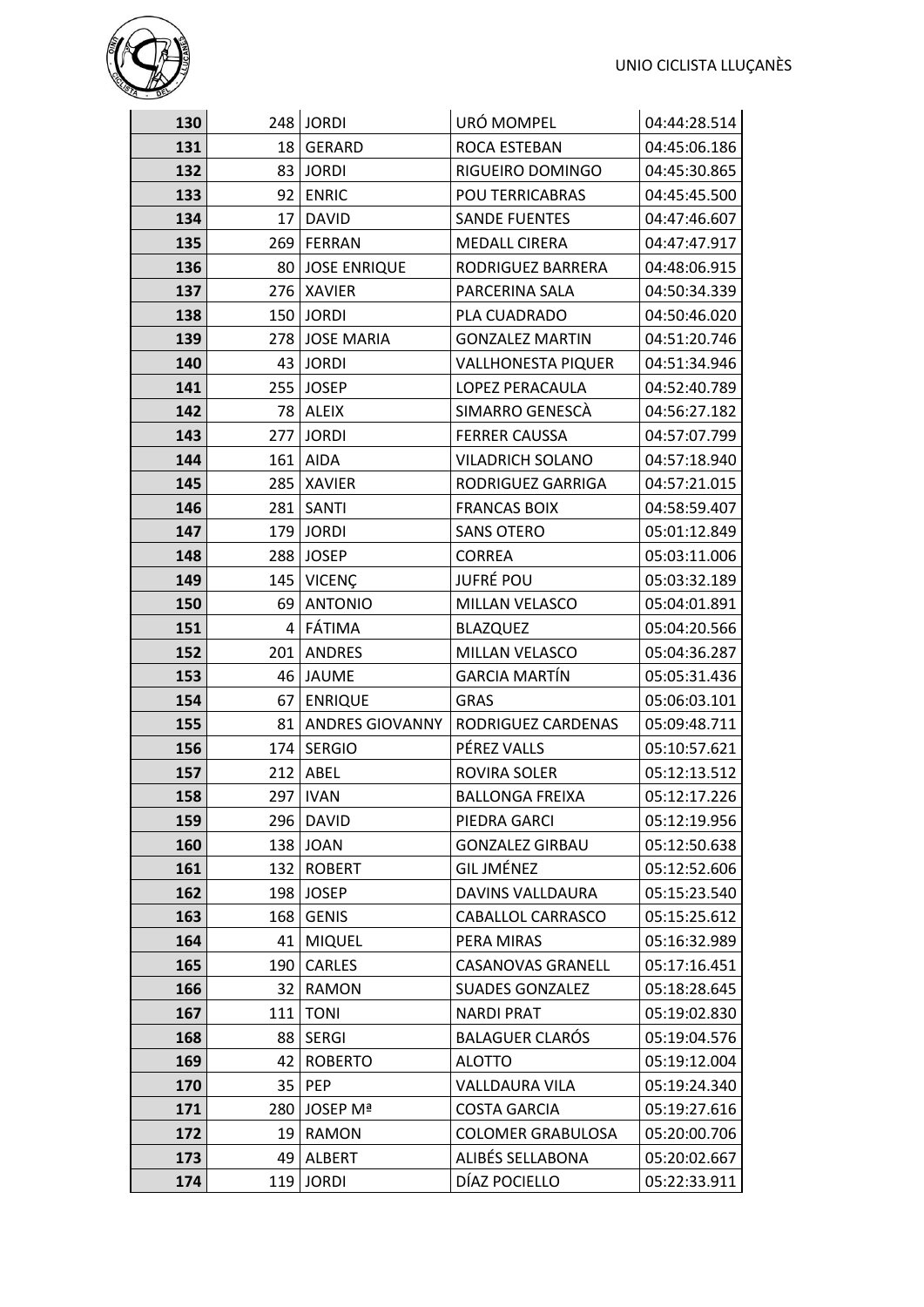| 130 | 248 | JORDI | URÓ MOMPEL | 04:44:28.514 |
|---|---|---|---|---|
| 131 | 18 | GERARD | ROCA ESTEBAN | 04:45:06.186 |
| 132 | 83 | JORDI | RIGUEIRO DOMINGO | 04:45:30.865 |
| 133 | 92 | ENRIC | POU TERRICABRAS | 04:45:45.500 |
| 134 | 17 | DAVID | SANDE FUENTES | 04:47:46.607 |
| 135 | 269 | FERRAN | MEDALL CIRERA | 04:47:47.917 |
| 136 | 80 | JOSE ENRIQUE | RODRIGUEZ BARRERA | 04:48:06.915 |
| 137 | 276 | XAVIER | PARCERINA SALA | 04:50:34.339 |
| 138 | 150 | JORDI | PLA CUADRADO | 04:50:46.020 |
| 139 | 278 | JOSE MARIA | GONZALEZ MARTIN | 04:51:20.746 |
| 140 | 43 | JORDI | VALLHONESTA PIQUER | 04:51:34.946 |
| 141 | 255 | JOSEP | LOPEZ PERACAULA | 04:52:40.789 |
| 142 | 78 | ALEIX | SIMARRO GENESCÀ | 04:56:27.182 |
| 143 | 277 | JORDI | FERRER CAUSSA | 04:57:07.799 |
| 144 | 161 | AIDA | VILADRICH SOLANO | 04:57:18.940 |
| 145 | 285 | XAVIER | RODRIGUEZ GARRIGA | 04:57:21.015 |
| 146 | 281 | SANTI | FRANCAS BOIX | 04:58:59.407 |
| 147 | 179 | JORDI | SANS OTERO | 05:01:12.849 |
| 148 | 288 | JOSEP | CORREA | 05:03:11.006 |
| 149 | 145 | VICENÇ | JUFRÉ POU | 05:03:32.189 |
| 150 | 69 | ANTONIO | MILLAN VELASCO | 05:04:01.891 |
| 151 | 4 | FÁTIMA | BLAZQUEZ | 05:04:20.566 |
| 152 | 201 | ANDRES | MILLAN VELASCO | 05:04:36.287 |
| 153 | 46 | JAUME | GARCIA MARTÍN | 05:05:31.436 |
| 154 | 67 | ENRIQUE | GRAS | 05:06:03.101 |
| 155 | 81 | ANDRES GIOVANNY | RODRIGUEZ CARDENAS | 05:09:48.711 |
| 156 | 174 | SERGIO | PÉREZ VALLS | 05:10:57.621 |
| 157 | 212 | ABEL | ROVIRA SOLER | 05:12:13.512 |
| 158 | 297 | IVAN | BALLONGA FREIXA | 05:12:17.226 |
| 159 | 296 | DAVID | PIEDRA GARCI | 05:12:19.956 |
| 160 | 138 | JOAN | GONZALEZ GIRBAU | 05:12:50.638 |
| 161 | 132 | ROBERT | GIL JMÉNEZ | 05:12:52.606 |
| 162 | 198 | JOSEP | DAVINS VALLDAURA | 05:15:23.540 |
| 163 | 168 | GENIS | CABALLOL CARRASCO | 05:15:25.612 |
| 164 | 41 | MIQUEL | PERA MIRAS | 05:16:32.989 |
| 165 | 190 | CARLES | CASANOVAS GRANELL | 05:17:16.451 |
| 166 | 32 | RAMON | SUADES GONZALEZ | 05:18:28.645 |
| 167 | 111 | TONI | NARDI PRAT | 05:19:02.830 |
| 168 | 88 | SERGI | BALAGUER CLARÓS | 05:19:04.576 |
| 169 | 42 | ROBERTO | ALOTTO | 05:19:12.004 |
| 170 | 35 | PEP | VALLDAURA VILA | 05:19:24.340 |
| 171 | 280 | JOSEP Mª | COSTA GARCIA | 05:19:27.616 |
| 172 | 19 | RAMON | COLOMER GRABULOSA | 05:20:00.706 |
| 173 | 49 | ALBERT | ALIBÉS SELLABONA | 05:20:02.667 |
| 174 | 119 | JORDI | DÍAZ POCIELLO | 05:22:33.911 |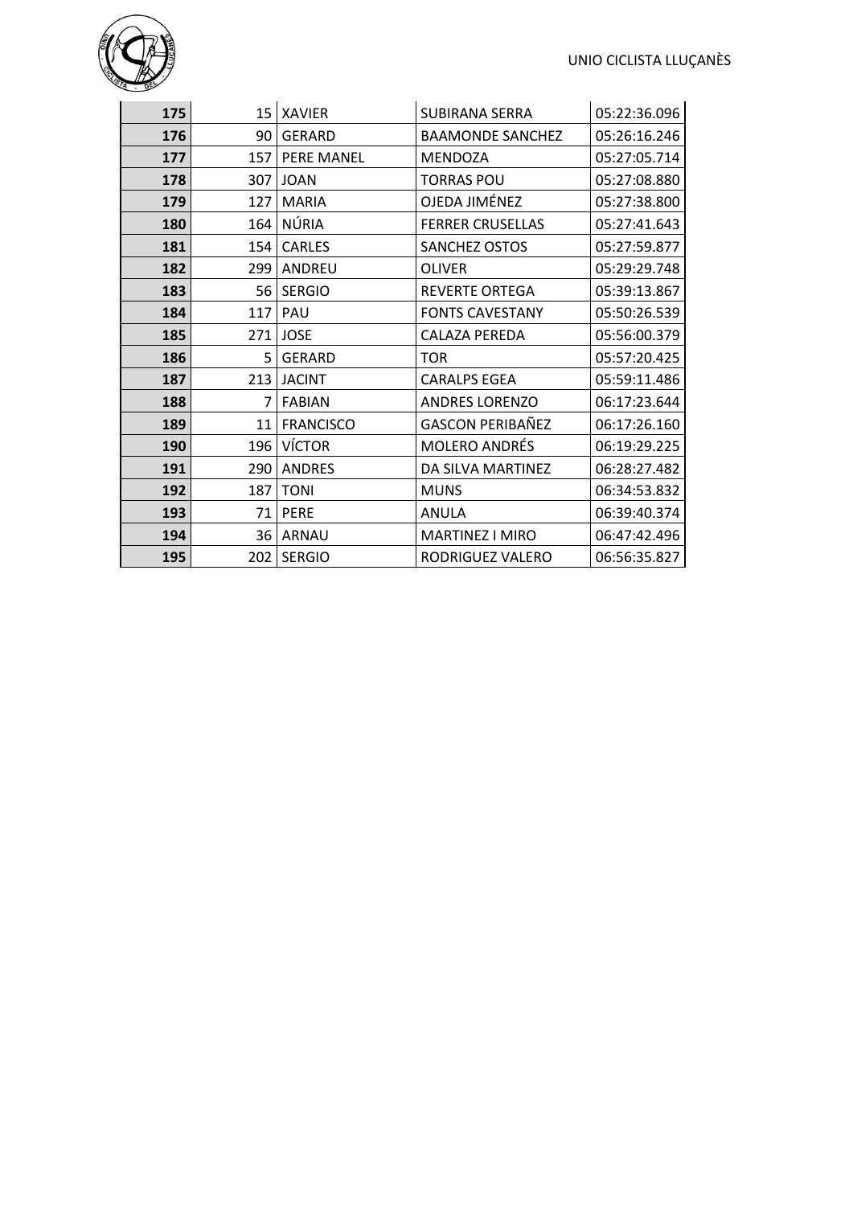| | | | | |
|---|---|---|---|---|
| **175** | 15 | XAVIER | SUBIRANA SERRA | 05:22:36.096 |
| **176** | 90 | GERARD | BAAMONDE SANCHEZ | 05:26:16.246 |
| **177** | 157 | PERE MANEL | MENDOZA | 05:27:05.714 |
| **178** | 307 | JOAN | TORRAS POU | 05:27:08.880 |
| **179** | 127 | MARIA | OJEDA JIMÉNEZ | 05:27:38.800 |
| **180** | 164 | NÚRIA | FERRER CRUSELLAS | 05:27:41.643 |
| **181** | 154 | CARLES | SANCHEZ OSTOS | 05:27:59.877 |
| **182** | 299 | ANDREU | OLIVER | 05:29:29.748 |
| **183** | 56 | SERGIO | REVERTE ORTEGA | 05:39:13.867 |
| **184** | 117 | PAU | FONTS CAVESTANY | 05:50:26.539 |
| **185** | 271 | JOSE | CALAZA PEREDA | 05:56:00.379 |
| **186** | 5 | GERARD | TOR | 05:57:20.425 |
| **187** | 213 | JACINT | CARALPS EGEA | 05:59:11.486 |
| **188** | 7 | FABIAN | ANDRES LORENZO | 06:17:23.644 |
| **189** | 11 | FRANCISCO | GASCON PERIBAÑEZ | 06:17:26.160 |
| **190** | 196 | VÍCTOR | MOLERO ANDRÉS | 06:19:29.225 |
| **191** | 290 | ANDRES | DA SILVA MARTINEZ | 06:28:27.482 |
| **192** | 187 | TONI | MUNS | 06:34:53.832 |
| **193** | 71 | PERE | ANULA | 06:39:40.374 |
| **194** | 36 | ARNAU | MARTINEZ I MIRO | 06:47:42.496 |
| **195** | 202 | SERGIO | RODRIGUEZ VALERO | 06:56:35.827 |